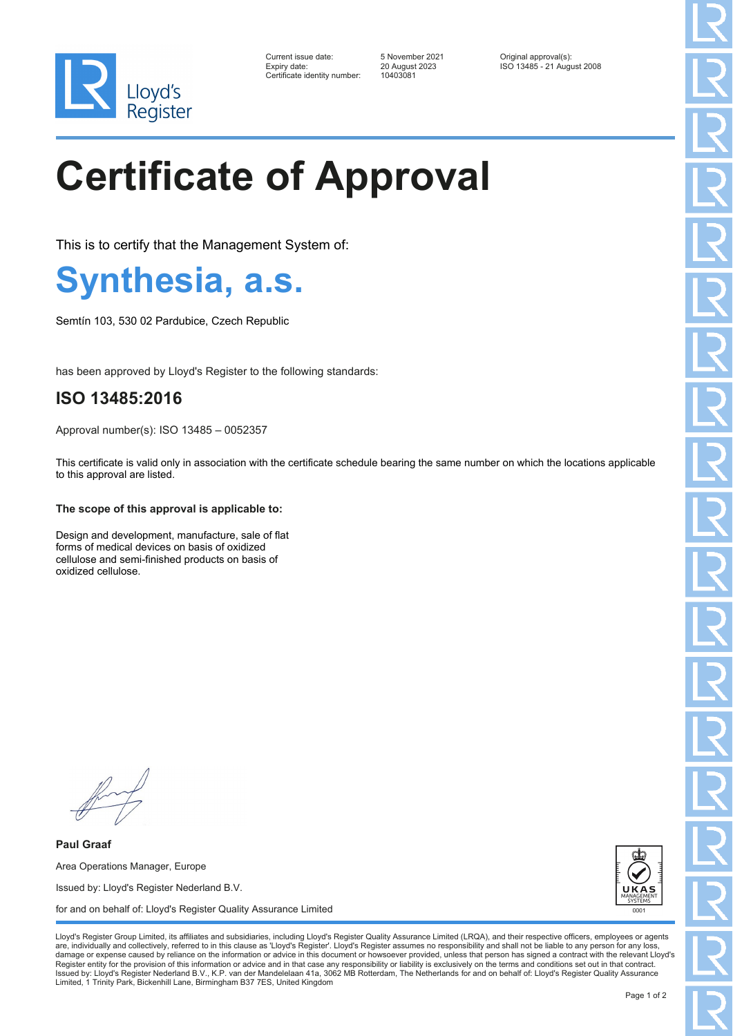Lloyd's Register

Current issue date: 5 November 2021
Expiry date: 20 August 2023
Certificate identity number: 10403081

Original approval(s):
ISO 13485 - 21 August 2008

# Certificate of Approval

This is to certify that the Management System of:

## Synthesia, a.s.

Semtín 103, 530 02 Pardubice, Czech Republic

has been approved by Lloyd's Register to the following standards:

### ISO 13485:2016

Approval number(s): ISO 13485 – 0052357

This certificate is valid only in association with the certificate schedule bearing the same number on which the locations applicable to this approval are listed.

**The scope of this approval is applicable to:**

Design and development, manufacture, sale of flat forms of medical devices on basis of oxidized cellulose and semi-finished products on basis of oxidized cellulose.

**Paul Graaf**

Area Operations Manager, Europe

Issued by: Lloyd's Register Nederland B.V.

for and on behalf of: Lloyd's Register Quality Assurance Limited

UKAS MANAGEMENT SYSTEMS 0001

Lloyd's Register Group Limited, its affiliates and subsidiaries, including Lloyd's Register Quality Assurance Limited (LRQA), and their respective officers, employees or agents are, individually and collectively, referred to in this clause as 'Lloyd's Register'. Lloyd's Register assumes no responsibility and shall not be liable to any person for any loss, damage or expense caused by reliance on the information or advice in this document or howsoever provided, unless that person has signed a contract with the relevant Lloyd's Register entity for the provision of this information or advice and in that case any responsibility or liability is exclusively on the terms and conditions set out in that contract.
Issued by: Lloyd's Register Nederland B.V., K.P. van der Mandelelaan 41a, 3062 MB Rotterdam, The Netherlands for and on behalf of: Lloyd's Register Quality Assurance Limited, 1 Trinity Park, Bickenhill Lane, Birmingham B37 7ES, United Kingdom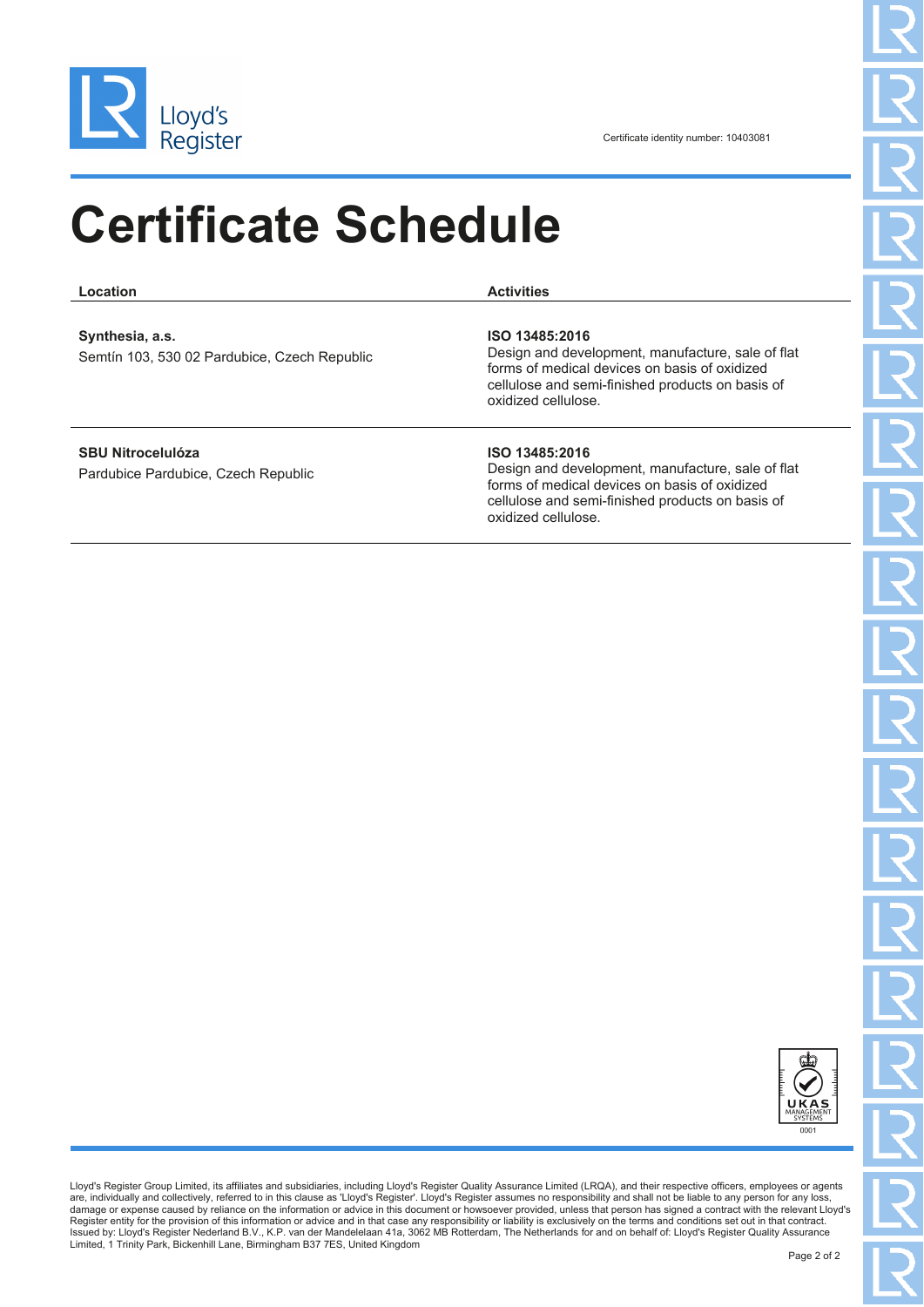Certificate identity number: 10403081

# Certificate Schedule

| Location | Activities |
| --- | --- |
| **Synthesia, a.s.**<br>Semtín 103, 530 02 Pardubice, Czech Republic | **ISO 13485:2016**<br>Design and development, manufacture, sale of flat forms of medical devices on basis of oxidized cellulose and semi-finished products on basis of oxidized cellulose. |
| **SBU Nitrocelulóza**<br>Pardubice Pardubice, Czech Republic | **ISO 13485:2016**<br>Design and development, manufacture, sale of flat forms of medical devices on basis of oxidized cellulose and semi-finished products on basis of oxidized cellulose. |

UKAS MANAGEMENT SYSTEMS
0001

Lloyd's Register Group Limited, its affiliates and subsidiaries, including Lloyd's Register Quality Assurance Limited (LRQA), and their respective officers, employees or agents are, individually and collectively, referred to in this clause as 'Lloyd's Register'. Lloyd's Register assumes no responsibility and shall not be liable to any person for any loss, damage or expense caused by reliance on the information or advice in this document or howsoever provided, unless that person has signed a contract with the relevant Lloyd's Register entity for the provision of this information or advice and in that case any responsibility or liability is exclusively on the terms and conditions set out in that contract.
Issued by: Lloyd's Register Nederland B.V., K.P. van der Mandelelaan 41a, 3062 MB Rotterdam, The Netherlands for and on behalf of: Lloyd's Register Quality Assurance Limited, 1 Trinity Park, Bickenhill Lane, Birmingham B37 7ES, United Kingdom